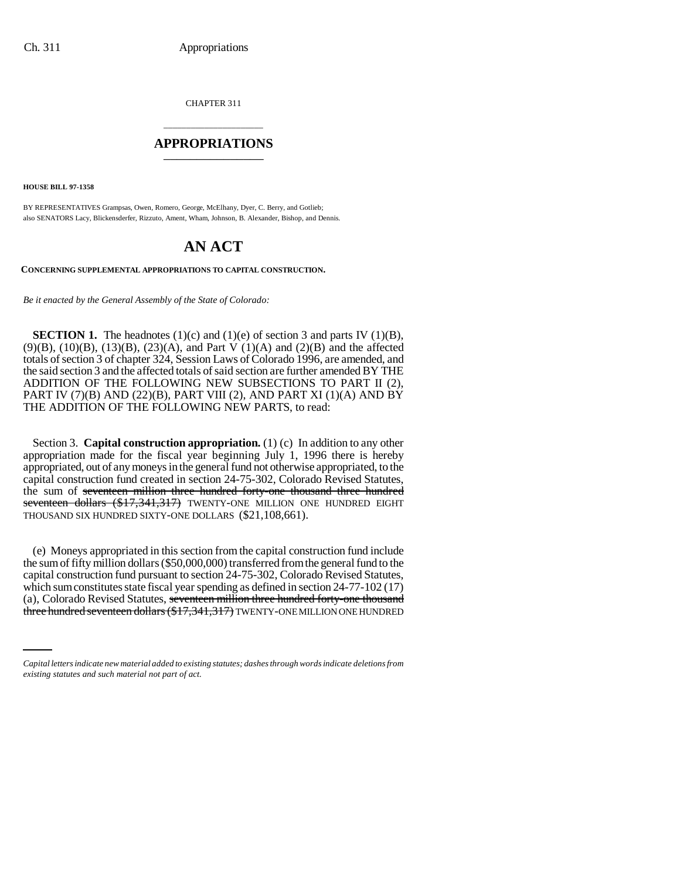CHAPTER 311

# APPROPRIATIONS

**HOUSE BILL 97-1358**

BY REPRESENTATIVES Grampsas, Owen, Romero, George, McElhany, Dyer, C. Berry, and Gotlieb;
also SENATORS Lacy, Blickensderfer, Rizzuto, Ament, Wham, Johnson, B. Alexander, Bishop, and Dennis.

# AN ACT

**CONCERNING SUPPLEMENTAL APPROPRIATIONS TO CAPITAL CONSTRUCTION.**

*Be it enacted by the General Assembly of the State of Colorado:*

**SECTION 1.** The headnotes (1)(c) and (1)(e) of section 3 and parts IV (1)(B), (9)(B), (10)(B), (13)(B), (23)(A), and Part V (1)(A) and (2)(B) and the affected totals of section 3 of chapter 324, Session Laws of Colorado 1996, are amended, and the said section 3 and the affected totals of said section are further amended BY THE ADDITION OF THE FOLLOWING NEW SUBSECTIONS TO PART II (2), PART IV (7)(B) AND (22)(B), PART VIII (2), AND PART XI (1)(A) AND BY THE ADDITION OF THE FOLLOWING NEW PARTS, to read:

Section 3. **Capital construction appropriation.** (1) (c) In addition to any other appropriation made for the fiscal year beginning July 1, 1996 there is hereby appropriated, out of any moneys in the general fund not otherwise appropriated, to the capital construction fund created in section 24-75-302, Colorado Revised Statutes, the sum of ~~seventeen million three hundred forty-one thousand three hundred seventeen dollars ($17,341,317)~~ TWENTY-ONE MILLION ONE HUNDRED EIGHT THOUSAND SIX HUNDRED SIXTY-ONE DOLLARS ($21,108,661).

(e) Moneys appropriated in this section from the capital construction fund include the sum of fifty million dollars ($50,000,000) transferred from the general fund to the capital construction fund pursuant to section 24-75-302, Colorado Revised Statutes, which sum constitutes state fiscal year spending as defined in section 24-77-102 (17) (a), Colorado Revised Statutes, ~~seventeen million three hundred forty-one thousand three hundred seventeen dollars ($17,341,317)~~ TWENTY-ONE MILLION ONE HUNDRED

*Capital letters indicate new material added to existing statutes; dashes through words indicate deletions from existing statutes and such material not part of act.*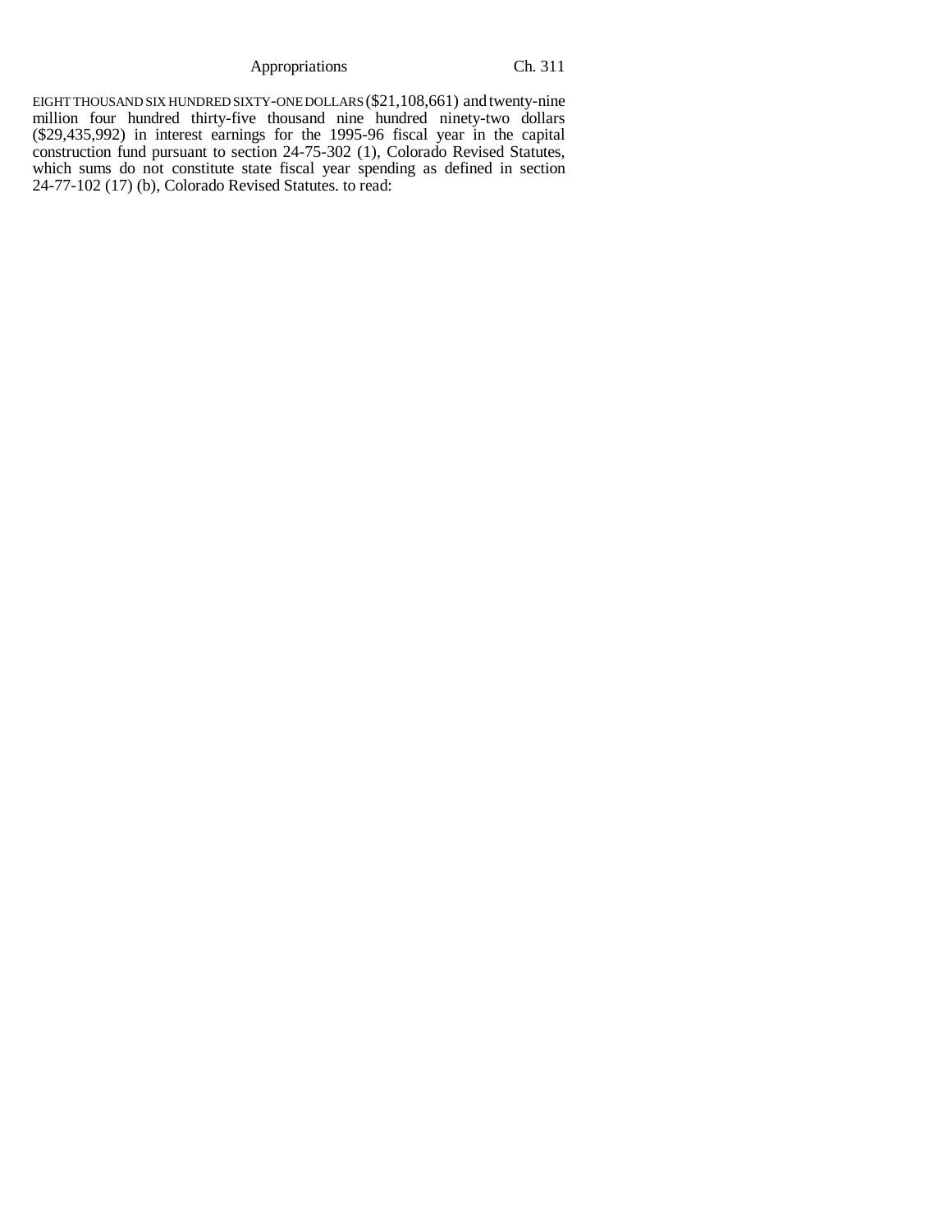EIGHT THOUSAND SIX HUNDRED SIXTY-ONE DOLLARS ($21,108,661) and twenty-nine million four hundred thirty-five thousand nine hundred ninety-two dollars ($29,435,992) in interest earnings for the 1995-96 fiscal year in the capital construction fund pursuant to section 24-75-302 (1), Colorado Revised Statutes, which sums do not constitute state fiscal year spending as defined in section 24-77-102 (17) (b), Colorado Revised Statutes. to read: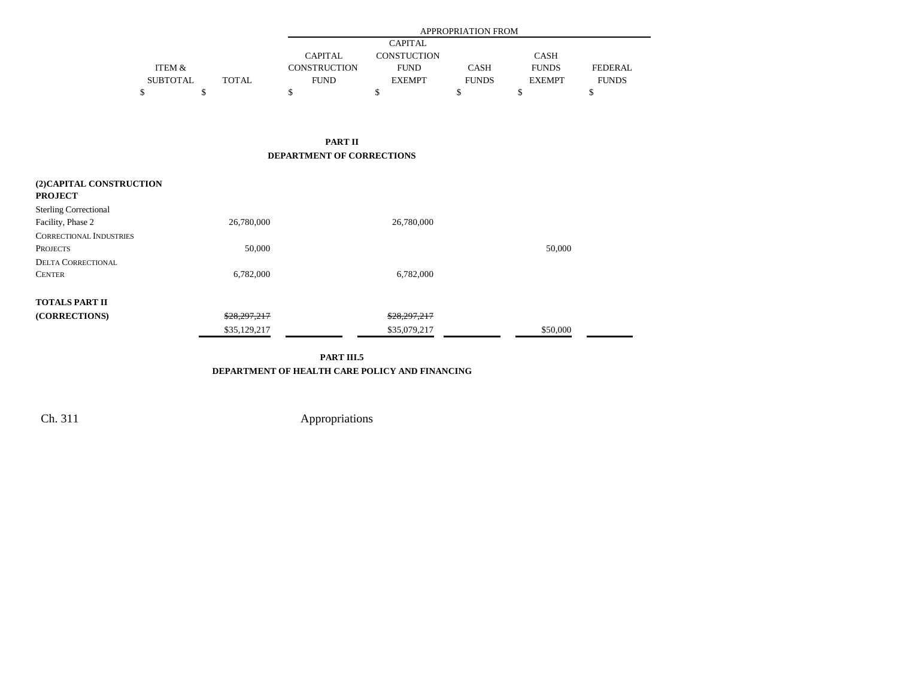| | ITEM & SUBTOTAL | TOTAL | APPROPRIATION FROM | | | | |
|---|---|---|---|---|---|---|---|
| | | | CAPITAL CONSTRUCTION FUND | CAPITAL CONSTUCTION FUND EXEMPT | CASH FUNDS | CASH FUNDS EXEMPT | FEDERAL FUNDS |
| | $ | $ | $ | $ | $ | $ | $ |

**PART II**
**DEPARTMENT OF CORRECTIONS**

| | ITEM & SUBTOTAL | TOTAL | CAPITAL CONSTRUCTION FUND | CAPITAL CONSTUCTION FUND EXEMPT | CASH FUNDS | CASH FUNDS EXEMPT | FEDERAL FUNDS |
|---|---|---|---|---|---|---|---|
| **(2)CAPITAL CONSTRUCTION PROJECT** | | | | | | | |
| Sterling Correctional Facility, Phase 2 | | 26,780,000 | | 26,780,000 | | | |
| CORRECTIONAL INDUSTRIES PROJECTS | | 50,000 | | | | 50,000 | |
| DELTA CORRECTIONAL CENTER | | 6,782,000 | | 6,782,000 | | | |
| **TOTALS PART II (CORRECTIONS)** | | ~~$28,297,217~~ $35,129,217 | | ~~$28,297,217~~ $35,079,217 | | $50,000 | |

**PART III.5**
**DEPARTMENT OF HEALTH CARE POLICY AND FINANCING**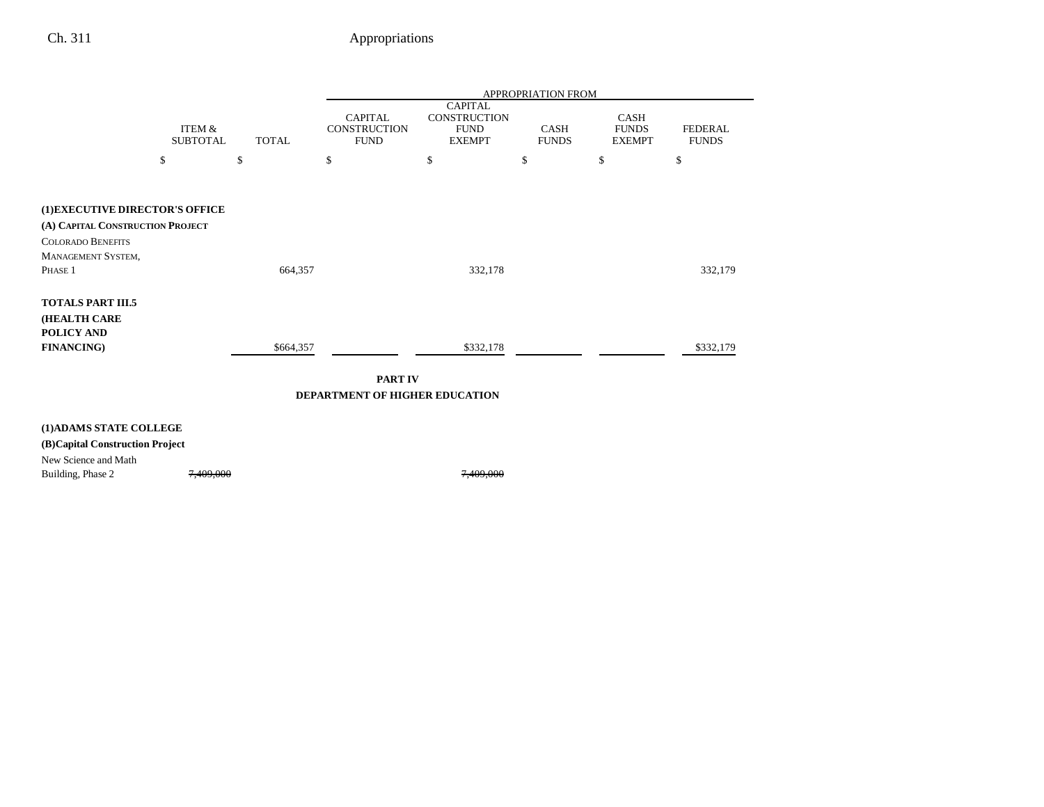| | ITEM & SUBTOTAL | TOTAL | APPROPRIATION FROM CAPITAL CONSTRUCTION FUND | CAPITAL CONSTRUCTION FUND EXEMPT | CASH FUNDS | CASH FUNDS EXEMPT | FEDERAL FUNDS |
|---|---|---|---|---|---|---|---|
| | $ | $ | $ | $ | $ | $ | $ |
| **(1)EXECUTIVE DIRECTOR'S OFFICE** | | | | | | | |
| **(A) CAPITAL CONSTRUCTION PROJECT** | | | | | | | |
| COLORADO BENEFITS MANAGEMENT SYSTEM, PHASE 1 | | 664,357 | | 332,178 | | | 332,179 |
| **TOTALS PART III.5 (HEALTH CARE POLICY AND FINANCING)** | | $664,357 | | $332,178 | | | $332,179 |

**PART IV**
**DEPARTMENT OF HIGHER EDUCATION**

| | ITEM & SUBTOTAL | TOTAL | CAPITAL CONSTRUCTION FUND | CAPITAL CONSTRUCTION FUND EXEMPT | CASH FUNDS | CASH FUNDS EXEMPT | FEDERAL FUNDS |
|---|---|---|---|---|---|---|---|
| **(1)ADAMS STATE COLLEGE** | | | | | | | |
| **(B)Capital Construction Project** | | | | | | | |
| New Science and Math Building, Phase 2 | ~~7,409,000~~ | | | ~~7,409,000~~ | | | |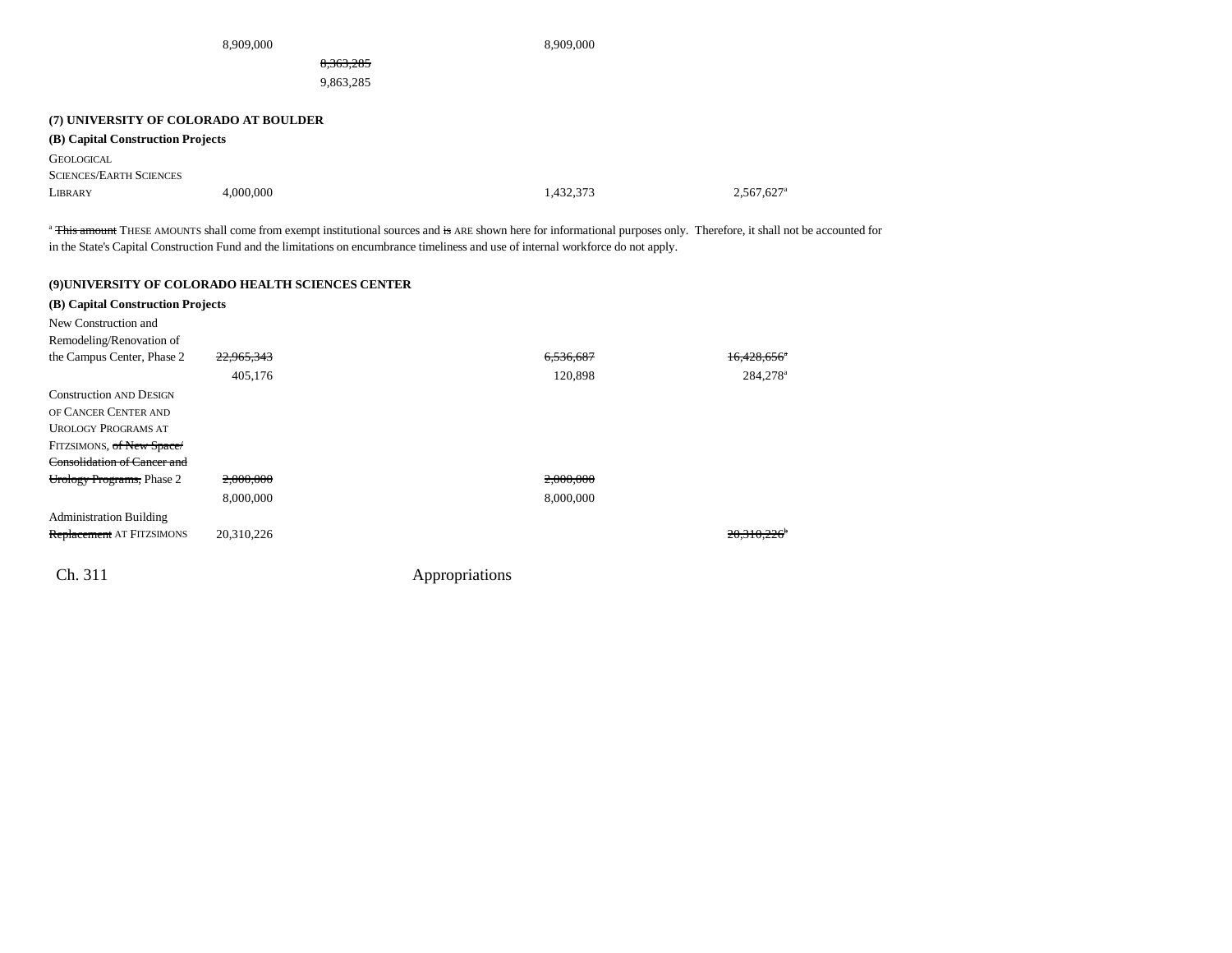| | | | | |
|---|---|---|---|---|
| | 8,909,000 | | 8,909,000 | |
| | | ~~8,363,285~~ | | |
| | | 9,863,285 | | |

**(7) UNIVERSITY OF COLORADO AT BOULDER**

**(B) Capital Construction Projects**

| | | | | |
|---|---|---|---|---|
| GEOLOGICAL SCIENCES/EARTH SCIENCES LIBRARY | 4,000,000 | | 1,432,373 | 2,567,627[a] |

[a] ~~This amount~~ THESE AMOUNTS shall come from exempt institutional sources and ~~is~~ ARE shown here for informational purposes only. Therefore, it shall not be accounted for in the State's Capital Construction Fund and the limitations on encumbrance timeliness and use of internal workforce do not apply.

**(9)UNIVERSITY OF COLORADO HEALTH SCIENCES CENTER**

**(B) Capital Construction Projects**

| | | | | |
|---|---|---|---|---|
| New Construction and Remodeling/Renovation of the Campus Center, Phase 2 | ~~22,965,343~~ | | ~~6,536,687~~ | ~~16,428,656~~[a] |
| | 405,176 | | 120,898 | 284,278[a] |
| Construction AND DESIGN OF CANCER CENTER AND UROLOGY PROGRAMS AT FITZSIMONS, ~~of New Space/ Consolidation of Cancer and Urology Programs,~~ Phase 2 | ~~2,000,000~~ | | ~~2,000,000~~ | |
| | 8,000,000 | | 8,000,000 | |
| Administration Building ~~Replacement~~ AT FITZSIMONS | 20,310,226 | | | ~~20,310,226~~[b] |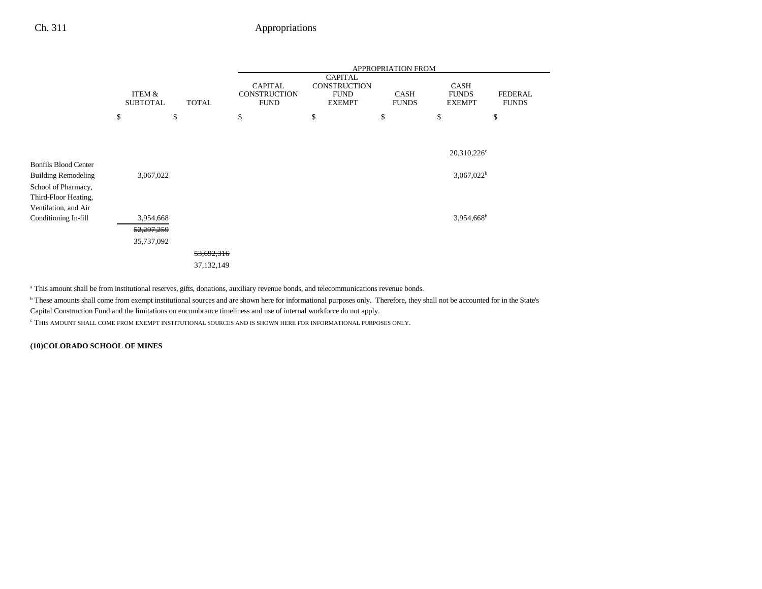| | ITEM & SUBTOTAL | TOTAL | APPROPRIATION FROM | | | | |
|---|---|---|---|---|---|---|---|
| | | | CAPITAL CONSTRUCTION FUND | CAPITAL CONSTRUCTION FUND EXEMPT | CASH FUNDS | CASH FUNDS EXEMPT | FEDERAL FUNDS |
| | $ | $ | $ | $ | $ | $ | $ |
| | | | | | | 20,310,226[c] | |
| Bonfils Blood Center Building Remodeling | 3,067,022 | | | | | 3,067,022[b] | |
| School of Pharmacy, Third-Floor Heating, Ventilation, and Air Conditioning In-fill | 3,954,668 | | | | | 3,954,668[b] | |
| | ~~52,297,259~~ | | | | | | |
| | 35,737,092 | | | | | | |
| | | ~~53,692,316~~ | | | | | |
| | | 37,132,149 | | | | | |

[a] This amount shall be from institutional reserves, gifts, donations, auxiliary revenue bonds, and telecommunications revenue bonds.

[b] These amounts shall come from exempt institutional sources and are shown here for informational purposes only. Therefore, they shall not be accounted for in the State's Capital Construction Fund and the limitations on encumbrance timeliness and use of internal workforce do not apply.

[c] THIS AMOUNT SHALL COME FROM EXEMPT INSTITUTIONAL SOURCES AND IS SHOWN HERE FOR INFORMATIONAL PURPOSES ONLY.

**(10)COLORADO SCHOOL OF MINES**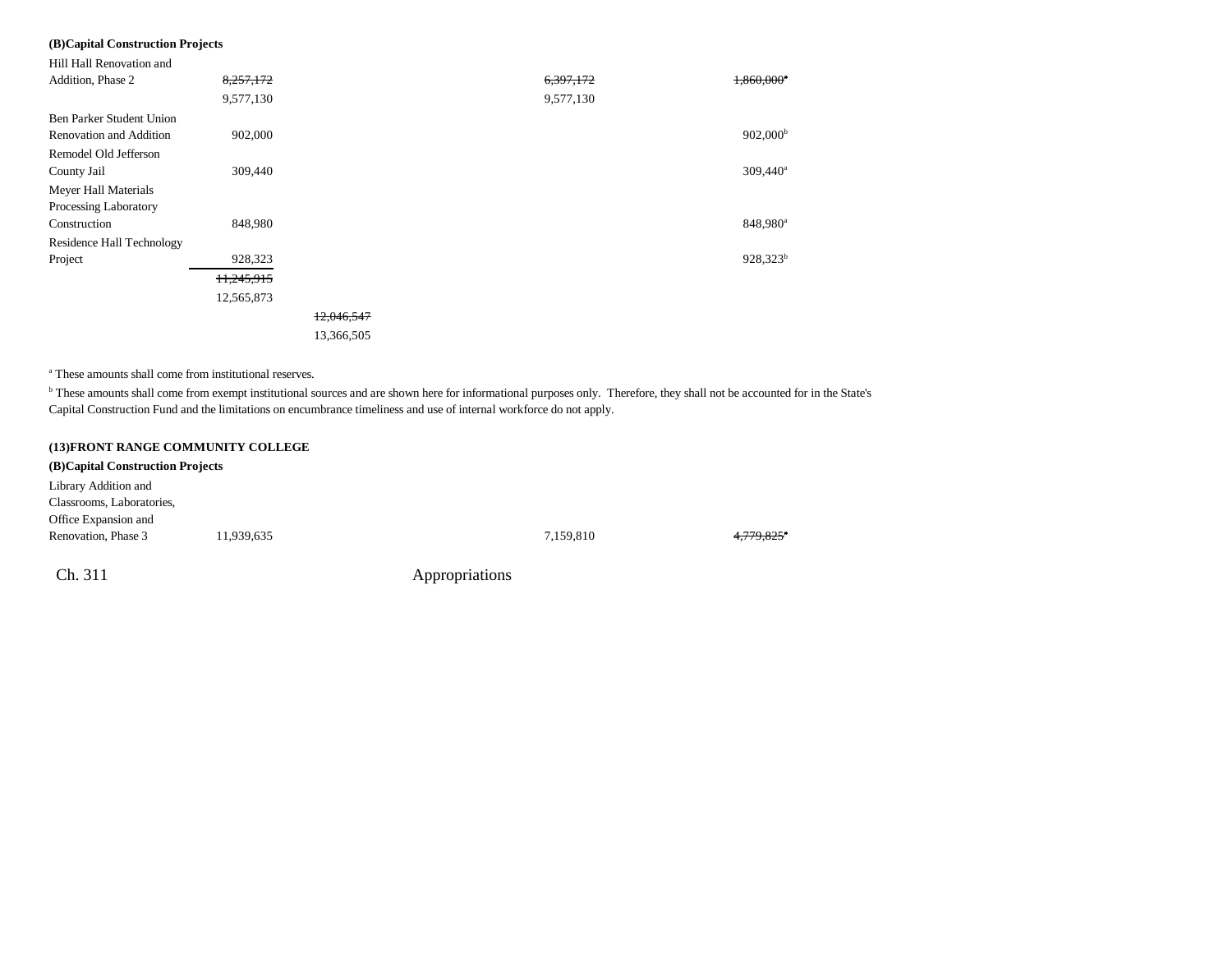**(B)Capital Construction Projects**

| | | | | |
|---|---|---|---|---|
| Hill Hall Renovation and Addition, Phase 2 | ~~8,257,172~~ 9,577,130 | | ~~6,397,172~~ 9,577,130 | ~~1,860,000[a]~~ |
| Ben Parker Student Union Renovation and Addition | 902,000 | | | 902,000[b] |
| Remodel Old Jefferson County Jail | 309,440 | | | 309,440[a] |
| Meyer Hall Materials Processing Laboratory Construction | 848,980 | | | 848,980[a] |
| Residence Hall Technology Project | 928,323 | | | 928,323[b] |
| | ~~11,245,915~~ 12,565,873 | | | |
| | | ~~12,046,547~~ 13,366,505 | | |

[a] These amounts shall come from institutional reserves.

[b] These amounts shall come from exempt institutional sources and are shown here for informational purposes only. Therefore, they shall not be accounted for in the State's Capital Construction Fund and the limitations on encumbrance timeliness and use of internal workforce do not apply.

**(13)FRONT RANGE COMMUNITY COLLEGE**

**(B)Capital Construction Projects**

| | | | | |
|---|---|---|---|---|
| Library Addition and Classrooms, Laboratories, Office Expansion and Renovation, Phase 3 | 11,939,635 | | 7,159,810 | ~~4,779,825[a]~~ |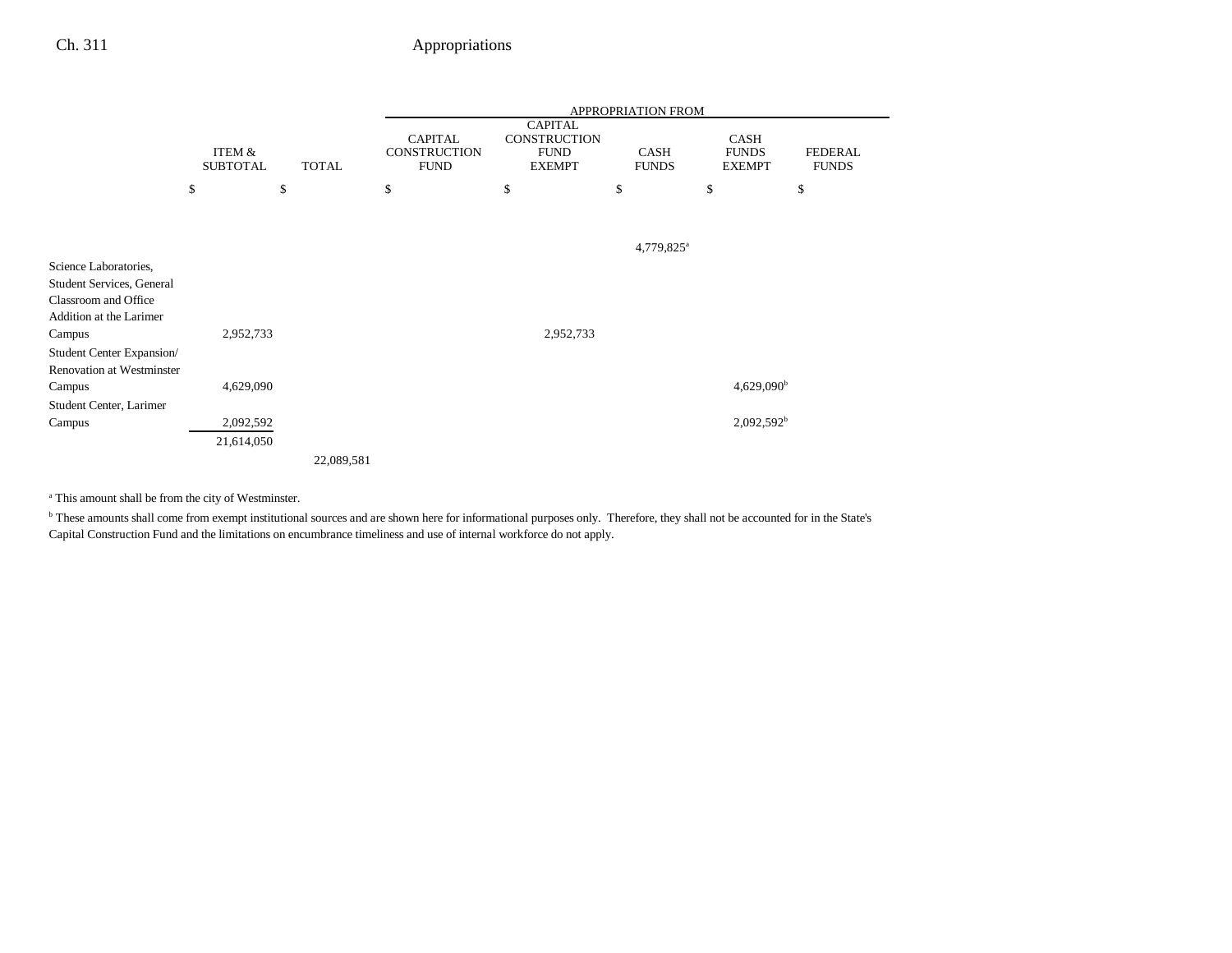| | ITEM & SUBTOTAL | TOTAL | APPROPRIATION FROM CAPITAL CONSTRUCTION FUND | CAPITAL CONSTRUCTION FUND EXEMPT | CASH FUNDS | CASH FUNDS EXEMPT | FEDERAL FUNDS |
|---|---|---|---|---|---|---|---|
| | $ | $ | $ | $ | $ | $ | $ |
| | | | | | 4,779,825[a] | | |
| Science Laboratories, Student Services, General Classroom and Office Addition at the Larimer Campus | 2,952,733 | | | 2,952,733 | | | |
| Student Center Expansion/ Renovation at Westminster Campus | 4,629,090 | | | | | 4,629,090[b] | |
| Student Center, Larimer Campus | 2,092,592 | | | | | 2,092,592[b] | |
| | 21,614,050 | | | | | | |
| | | 22,089,581 | | | | | |

[a] This amount shall be from the city of Westminster.

[b] These amounts shall come from exempt institutional sources and are shown here for informational purposes only. Therefore, they shall not be accounted for in the State's Capital Construction Fund and the limitations on encumbrance timeliness and use of internal workforce do not apply.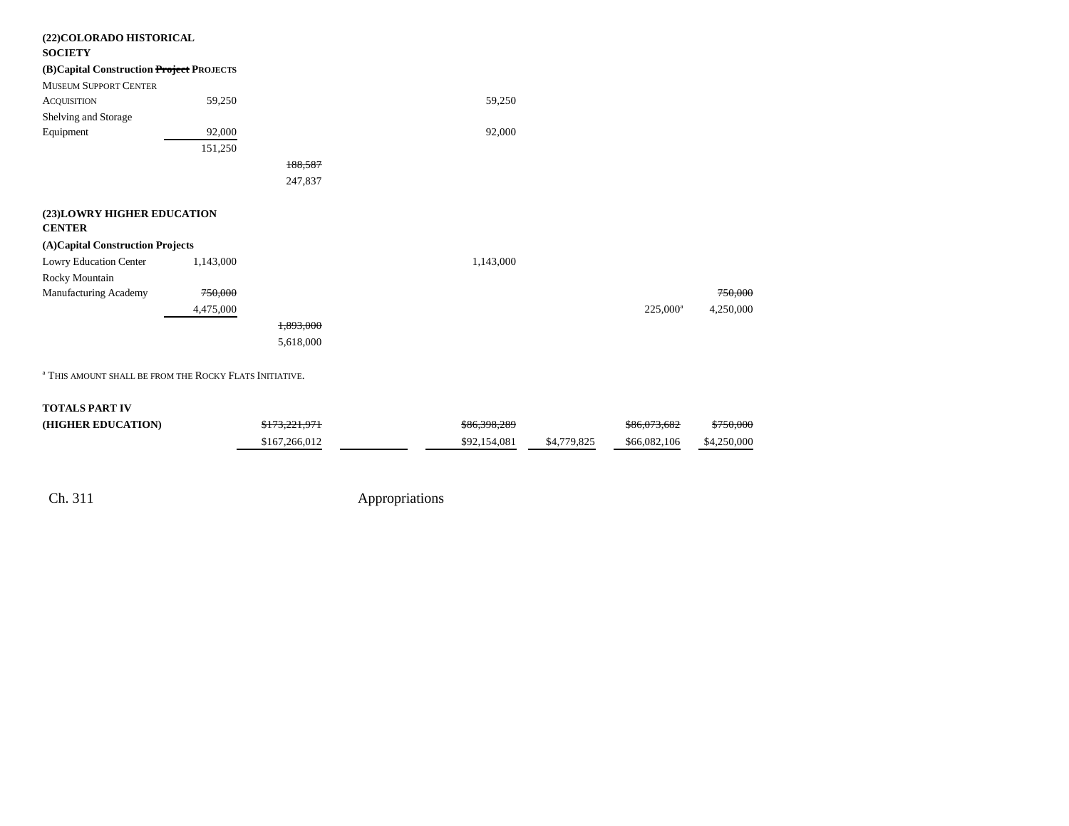**(22)COLORADO HISTORICAL SOCIETY**

**(B)Capital Construction ~~Project~~ PROJECTS**

| | | | | | | | |
|---|---|---|---|---|---|---|---|
| MUSEUM SUPPORT CENTER ACQUISITION | 59,250 | | | 59,250 | | | |
| Shelving and Storage Equipment | 92,000 | | | 92,000 | | | |
| | 151,250 | | | | | | |
| | | ~~188,587~~ | | | | | |
| | | 247,837 | | | | | |

**(23)LOWRY HIGHER EDUCATION CENTER**

**(A)Capital Construction Projects**

| | | | | | | | |
|---|---|---|---|---|---|---|---|
| Lowry Education Center | 1,143,000 | | | 1,143,000 | | | |
| Rocky Mountain Manufacturing Academy | ~~750,000~~ | | | | | | ~~750,000~~ |
| | 4,475,000 | | | | | 225,000[a] | 4,250,000 |
| | | ~~1,893,000~~ | | | | | |
| | | 5,618,000 | | | | | |

[a] THIS AMOUNT SHALL BE FROM THE ROCKY FLATS INITIATIVE.

| | | | | | | | |
|---|---|---|---|---|---|---|---|
| **TOTALS PART IV (HIGHER EDUCATION)** | | ~~$173,221,971~~ | | ~~$86,398,289~~ | | ~~$86,073,682~~ | ~~$750,000~~ |
| | | $167,266,012 | | $92,154,081 | $4,779,825 | $66,082,106 | $4,250,000 |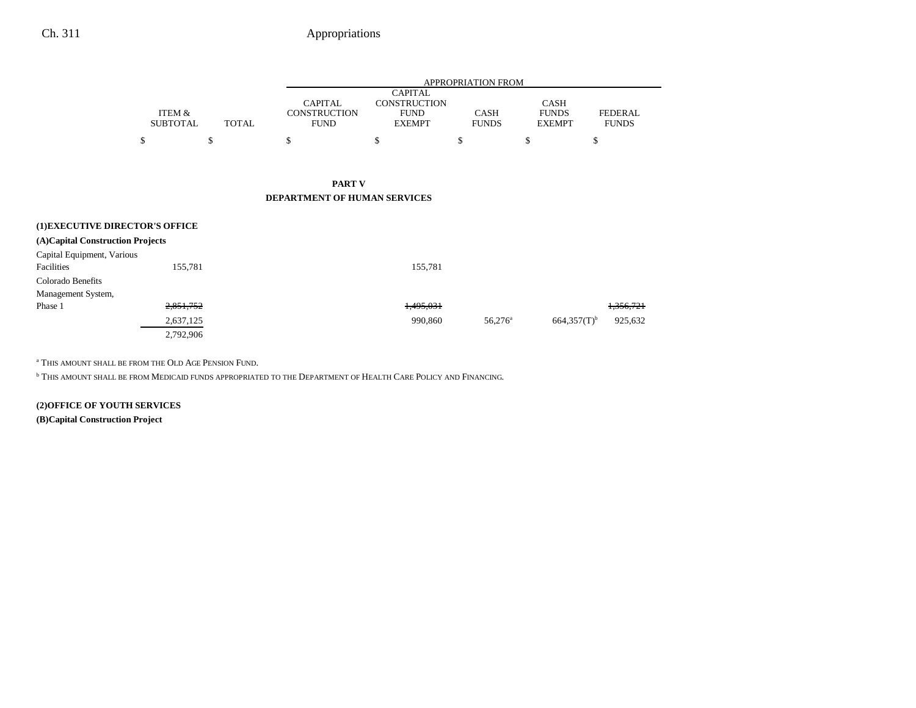| | ITEM & SUBTOTAL | TOTAL | APPROPRIATION FROM CAPITAL CONSTRUCTION FUND | CAPITAL CONSTRUCTION FUND EXEMPT | CASH FUNDS | CASH FUNDS EXEMPT | FEDERAL FUNDS |
|---|---|---|---|---|---|---|---|
| | $ | $ | $ | $ | $ | $ | $ |

## PART V
## DEPARTMENT OF HUMAN SERVICES

**(1)EXECUTIVE DIRECTOR'S OFFICE**

**(A)Capital Construction Projects**

| | ITEM & SUBTOTAL | TOTAL | CAPITAL CONSTRUCTION FUND | CAPITAL CONSTRUCTION FUND EXEMPT | CASH FUNDS | CASH FUNDS EXEMPT | FEDERAL FUNDS |
|---|---|---|---|---|---|---|---|
| Capital Equipment, Various Facilities | 155,781 | | | 155,781 | | | |
| Colorado Benefits Management System, Phase 1 | ~~2,851,752~~ | | | ~~1,495,031~~ | | | ~~1,356,721~~ |
| | 2,637,125 | | | 990,860 | 56,276[a] | 664,357(T)[b] | 925,632 |
| | 2,792,906 | | | | | | |

[a] THIS AMOUNT SHALL BE FROM THE OLD AGE PENSION FUND.

[b] THIS AMOUNT SHALL BE FROM MEDICAID FUNDS APPROPRIATED TO THE DEPARTMENT OF HEALTH CARE POLICY AND FINANCING.

**(2)OFFICE OF YOUTH SERVICES**

**(B)Capital Construction Project**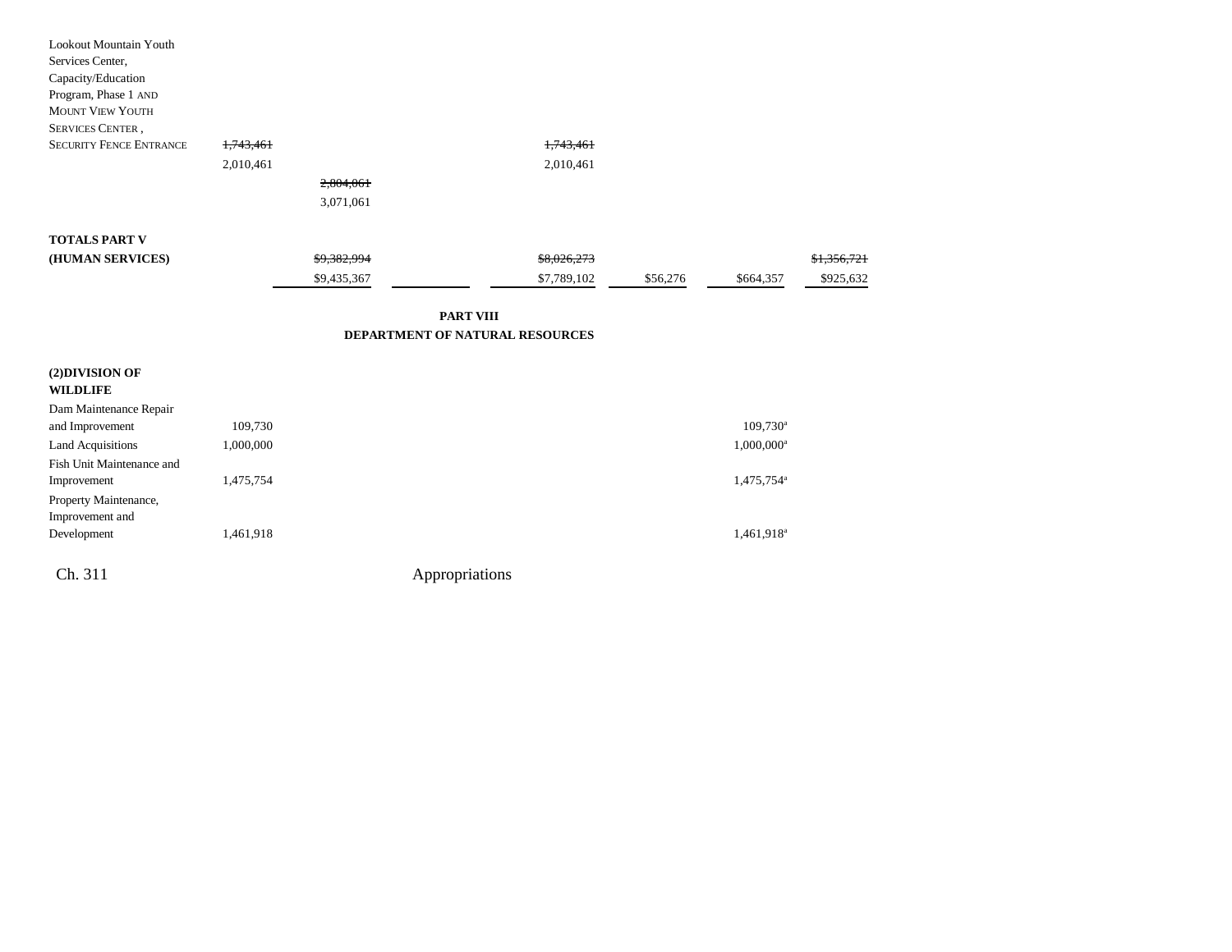| | | | | | | | |
|---|---|---|---|---|---|---|---|
| Lookout Mountain Youth Services Center, Capacity/Education Program, Phase 1 AND MOUNT VIEW YOUTH SERVICES CENTER, SECURITY FENCE ENTRANCE | ~~1,743,461~~ | | | ~~1,743,461~~ | | | |
| | 2,010,461 | | | 2,010,461 | | | |
| | | ~~2,804,061~~ | | | | | |
| | | 3,071,061 | | | | | |
| **TOTALS PART V (HUMAN SERVICES)** | | ~~$9,382,994~~ | | ~~$8,026,273~~ | | | ~~$1,356,721~~ |
| | | $9,435,367 | | $7,789,102 | $56,276 | $664,357 | $925,632 |

**PART VIII**
**DEPARTMENT OF NATURAL RESOURCES**

| | | | | | | | |
|---|---|---|---|---|---|---|---|
| **(2)DIVISION OF WILDLIFE** | | | | | | | |
| Dam Maintenance Repair and Improvement | 109,730 | | | | | 109,730[a] | |
| Land Acquisitions | 1,000,000 | | | | | 1,000,000[a] | |
| Fish Unit Maintenance and Improvement | 1,475,754 | | | | | 1,475,754[a] | |
| Property Maintenance, Improvement and Development | 1,461,918 | | | | | 1,461,918[a] | |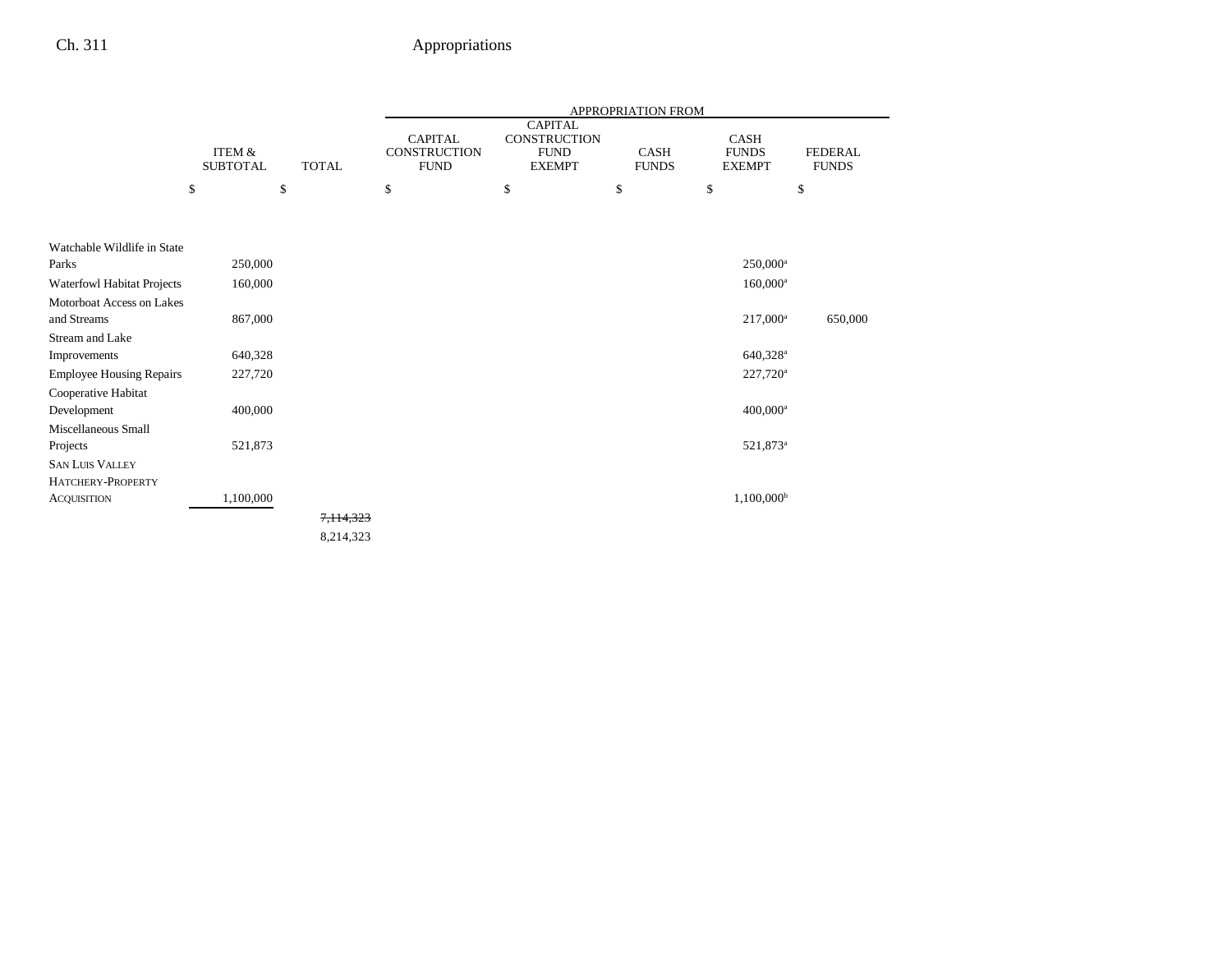| | ITEM & SUBTOTAL | TOTAL | APPROPRIATION FROM CAPITAL CONSTRUCTION FUND | CAPITAL CONSTRUCTION FUND EXEMPT | CASH FUNDS | CASH FUNDS EXEMPT | FEDERAL FUNDS |
|---|---|---|---|---|---|---|---|
| | $ | $ | $ | $ | $ | $ | $ |
| Watchable Wildlife in State Parks | 250,000 | | | | | 250,000[a] | |
| Waterfowl Habitat Projects | 160,000 | | | | | 160,000[a] | |
| Motorboat Access on Lakes and Streams | 867,000 | | | | | 217,000[a] | 650,000 |
| Stream and Lake Improvements | 640,328 | | | | | 640,328[a] | |
| Employee Housing Repairs | 227,720 | | | | | 227,720[a] | |
| Cooperative Habitat Development | 400,000 | | | | | 400,000[a] | |
| Miscellaneous Small Projects | 521,873 | | | | | 521,873[a] | |
| SAN LUIS VALLEY HATCHERY-PROPERTY ACQUISITION | 1,100,000 | | | | | 1,100,000[b] | |
| | | ~~7,114,323~~ 8,214,323 | | | | | |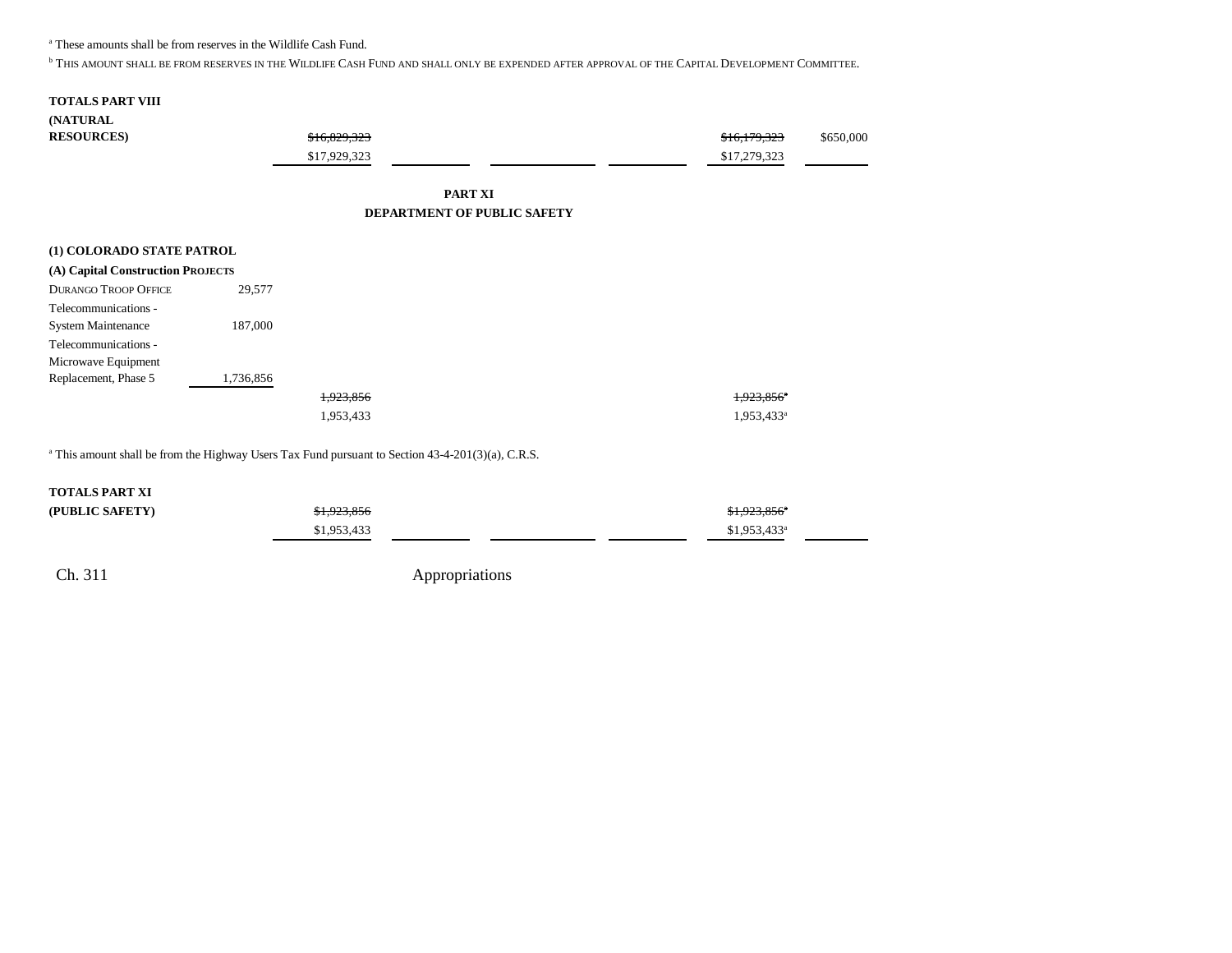[a] These amounts shall be from reserves in the Wildlife Cash Fund.

[b] THIS AMOUNT SHALL BE FROM RESERVES IN THE WILDLIFE CASH FUND AND SHALL ONLY BE EXPENDED AFTER APPROVAL OF THE CAPITAL DEVELOPMENT COMMITTEE.

| | | | | | | | |
|---|---|---|---|---|---|---|---|
| **TOTALS PART VIII (NATURAL RESOURCES)** | | ~~$16,829,323~~ $17,929,323 | | | | ~~$16,179,323~~ $17,279,323 | $650,000 |

## PART XI
## DEPARTMENT OF PUBLIC SAFETY

**(1) COLORADO STATE PATROL**

**(A) Capital Construction PROJECTS**

| | | | | | | | |
|---|---|---|---|---|---|---|---|
| DURANGO TROOP OFFICE | 29,577 | | | | | | |
| Telecommunications - System Maintenance | 187,000 | | | | | | |
| Telecommunications - Microwave Equipment Replacement, Phase 5 | 1,736,856 | | | | | | |
| | | ~~1,923,856~~ 1,953,433 | | | | ~~1,923,856[a]~~ 1,953,433[a] | |

[a] This amount shall be from the Highway Users Tax Fund pursuant to Section 43-4-201(3)(a), C.R.S.

| | | | | | | | |
|---|---|---|---|---|---|---|---|
| **TOTALS PART XI (PUBLIC SAFETY)** | | ~~$1,923,856~~ $1,953,433 | | | | ~~$1,923,856[a]~~ $1,953,433[a] | |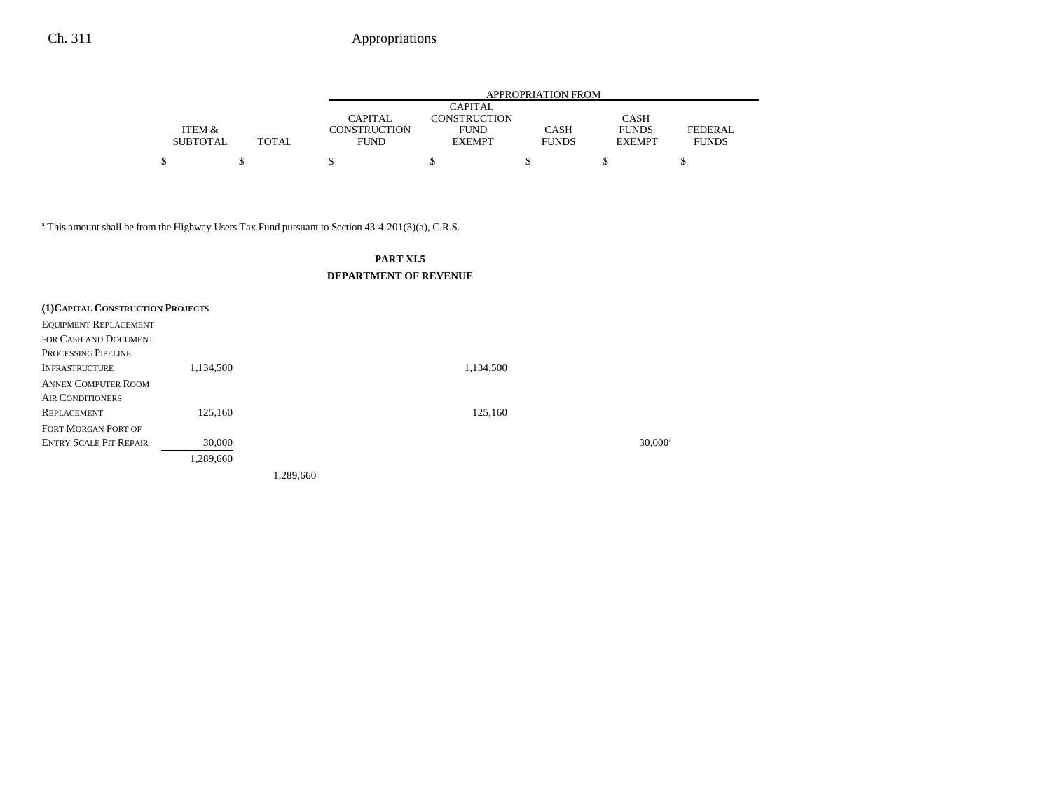| | ITEM & SUBTOTAL | TOTAL | CAPITAL CONSTRUCTION FUND | CAPITAL CONSTRUCTION FUND EXEMPT | CASH FUNDS | CASH FUNDS EXEMPT | FEDERAL FUNDS |
|---|---|---|---|---|---|---|---|
| | $ | $ | $ | $ | $ | $ | $ |

[a] This amount shall be from the Highway Users Tax Fund pursuant to Section 43-4-201(3)(a), C.R.S.

## PART XI.5

## DEPARTMENT OF REVENUE

| | ITEM & SUBTOTAL | TOTAL | CAPITAL CONSTRUCTION FUND | CAPITAL CONSTRUCTION FUND EXEMPT | CASH FUNDS | CASH FUNDS EXEMPT | FEDERAL FUNDS |
|---|---|---|---|---|---|---|---|
| **(1) CAPITAL CONSTRUCTION PROJECTS** | | | | | | | |
| Equipment Replacement for Cash and Document Processing Pipeline Infrastructure | 1,134,500 | | | 1,134,500 | | | |
| Annex Computer Room Air Conditioners Replacement | 125,160 | | | 125,160 | | | |
| Fort Morgan Port of Entry Scale Pit Repair | 30,000 | | | | | 30,000[a] | |
| | 1,289,660 | | | | | | |
| | | 1,289,660 | | | | | |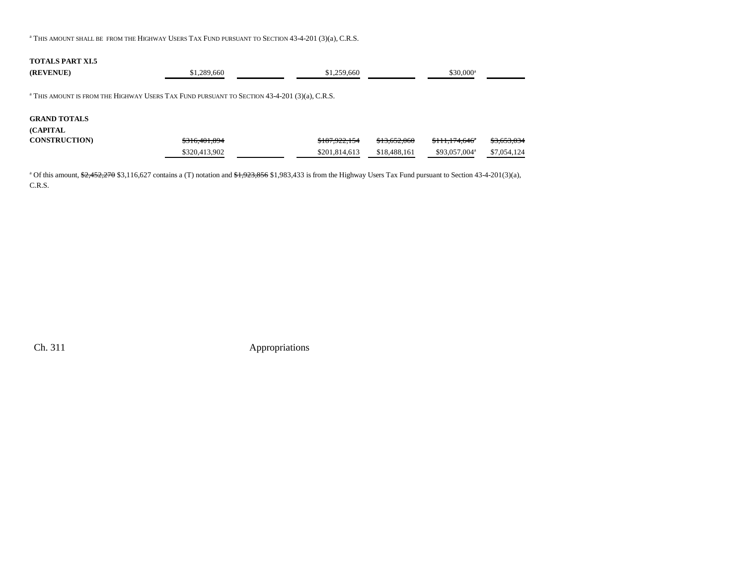[a] THIS AMOUNT SHALL BE FROM THE HIGHWAY USERS TAX FUND PURSUANT TO SECTION 43-4-201 (3)(a), C.R.S.

| | | | | | | |
|---|---|---|---|---|---|---|
| **TOTALS PART XI.5 (REVENUE)** | $1,289,660 | | $1,259,660 | | $30,000[a] | |

[a] THIS AMOUNT IS FROM THE HIGHWAY USERS TAX FUND PURSUANT TO SECTION 43-4-201 (3)(a), C.R.S.

| | | | | | | |
|---|---|---|---|---|---|---|
| **GRAND TOTALS (CAPITAL CONSTRUCTION)** | ~~$316,401,894~~ | | ~~$187,922,154~~ | ~~$13,652,060~~ | ~~$111,174,646~~[a] | ~~$3,653,034~~ |
| | $320,413,902 | | $201,814,613 | $18,488,161 | $93,057,004[a] | $7,054,124 |

[a] Of this amount, ~~$2,452,270~~ $3,116,627 contains a (T) notation and ~~$1,923,856~~ $1,983,433 is from the Highway Users Tax Fund pursuant to Section 43-4-201(3)(a), C.R.S.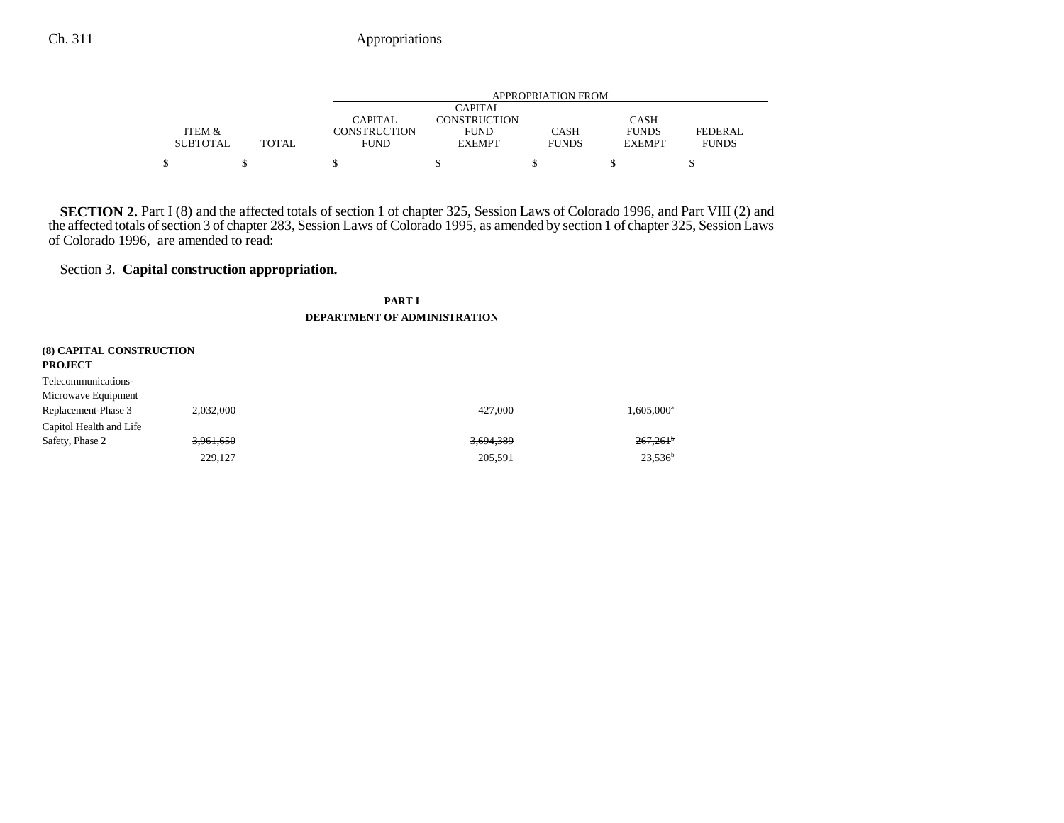| | ITEM & SUBTOTAL | TOTAL | APPROPRIATION FROM CAPITAL CONSTRUCTION FUND | CAPITAL CONSTRUCTION FUND EXEMPT | CASH FUNDS | CASH FUNDS EXEMPT | FEDERAL FUNDS |
|---|---|---|---|---|---|---|---|
| | $ | $ | $ | $ | $ | $ | $ |

**SECTION 2.** Part I (8) and the affected totals of section 1 of chapter 325, Session Laws of Colorado 1996, and Part VIII (2) and the affected totals of section 3 of chapter 283, Session Laws of Colorado 1995, as amended by section 1 of chapter 325, Session Laws of Colorado 1996, are amended to read:

Section 3. **Capital construction appropriation.**

**PART I**

**DEPARTMENT OF ADMINISTRATION**

| | ITEM & SUBTOTAL | TOTAL | CAPITAL CONSTRUCTION FUND | CAPITAL CONSTRUCTION FUND EXEMPT | CASH FUNDS | CASH FUNDS EXEMPT | FEDERAL FUNDS |
|---|---|---|---|---|---|---|---|
| **(8) CAPITAL CONSTRUCTION PROJECT** | | | | | | | |
| Telecommunications-Microwave Equipment Replacement-Phase 3 | 2,032,000 | | | 427,000 | | 1,605,000[a] | |
| Capitol Health and Life Safety, Phase 2 | ~~3,961,650~~ | | | ~~3,694,389~~ | | ~~267,261[b]~~ | |
| | 229,127 | | | 205,591 | | 23,536[b] | |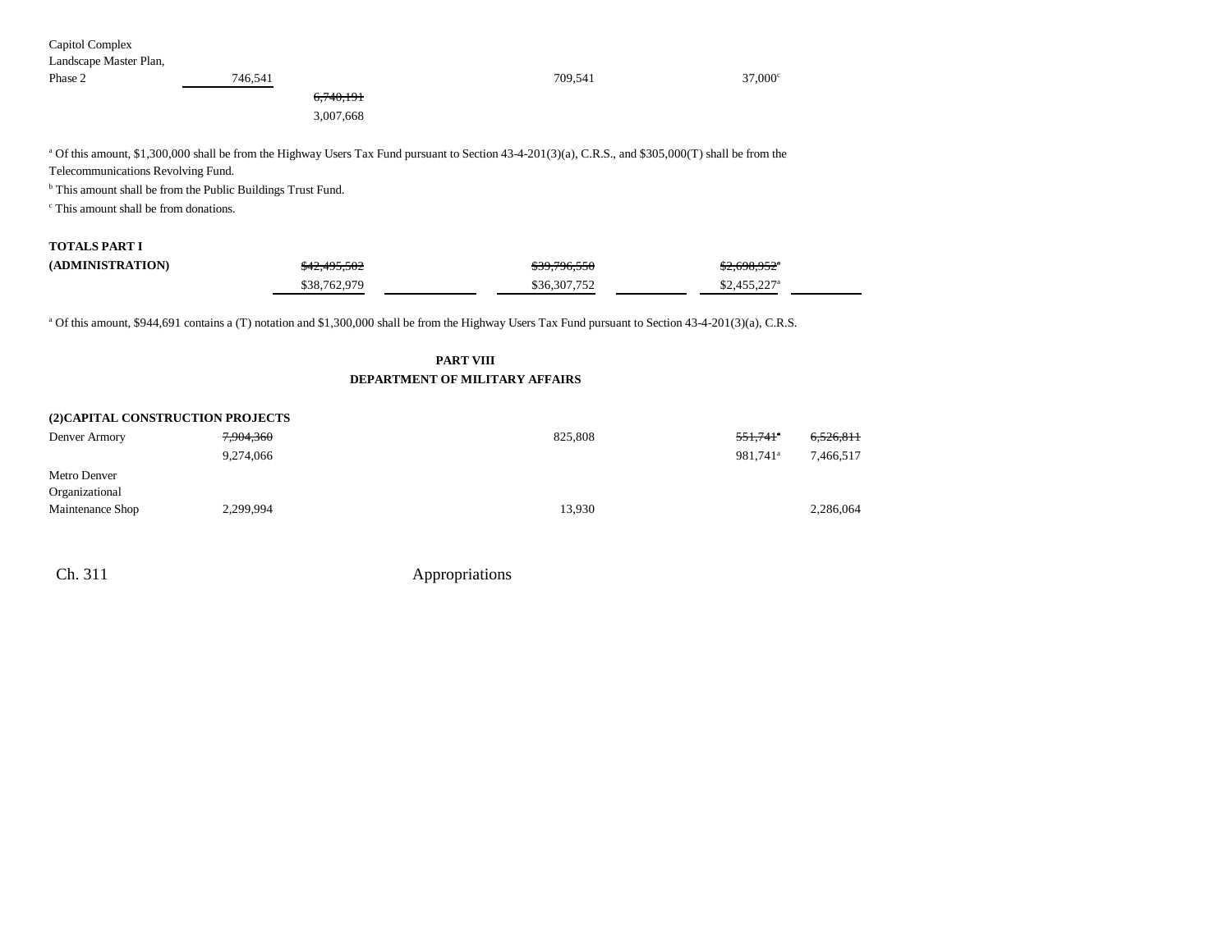| | | | | | | |
|---|---|---|---|---|---|---|
| Capitol Complex Landscape Master Plan, Phase 2 | 746,541 | | 709,541 | | 37,000[c] | |
| | | ~~6,740,191~~ 3,007,668 | | | | |

[a] Of this amount, $1,300,000 shall be from the Highway Users Tax Fund pursuant to Section 43-4-201(3)(a), C.R.S., and $305,000(T) shall be from the Telecommunications Revolving Fund.

[b] This amount shall be from the Public Buildings Trust Fund.

[c] This amount shall be from donations.

| | | | | | | |
|---|---|---|---|---|---|---|
| **TOTALS PART I (ADMINISTRATION)** | ~~$42,495,502~~ $38,762,979 | | ~~$39,796,550~~ $36,307,752 | | ~~$2,698,952[a]~~ $2,455,227[a] | |

[a] Of this amount, $944,691 contains a (T) notation and $1,300,000 shall be from the Highway Users Tax Fund pursuant to Section 43-4-201(3)(a), C.R.S.

**PART VIII**
**DEPARTMENT OF MILITARY AFFAIRS**

**(2)CAPITAL CONSTRUCTION PROJECTS**

| | | | | | |
|---|---|---|---|---|---|
| Denver Armory | ~~7,904,360~~ 9,274,066 | | 825,808 | ~~551,741[a]~~ 981,741[a] | ~~6,526,811~~ 7,466,517 |
| Metro Denver Organizational Maintenance Shop | 2,299,994 | | 13,930 | | 2,286,064 |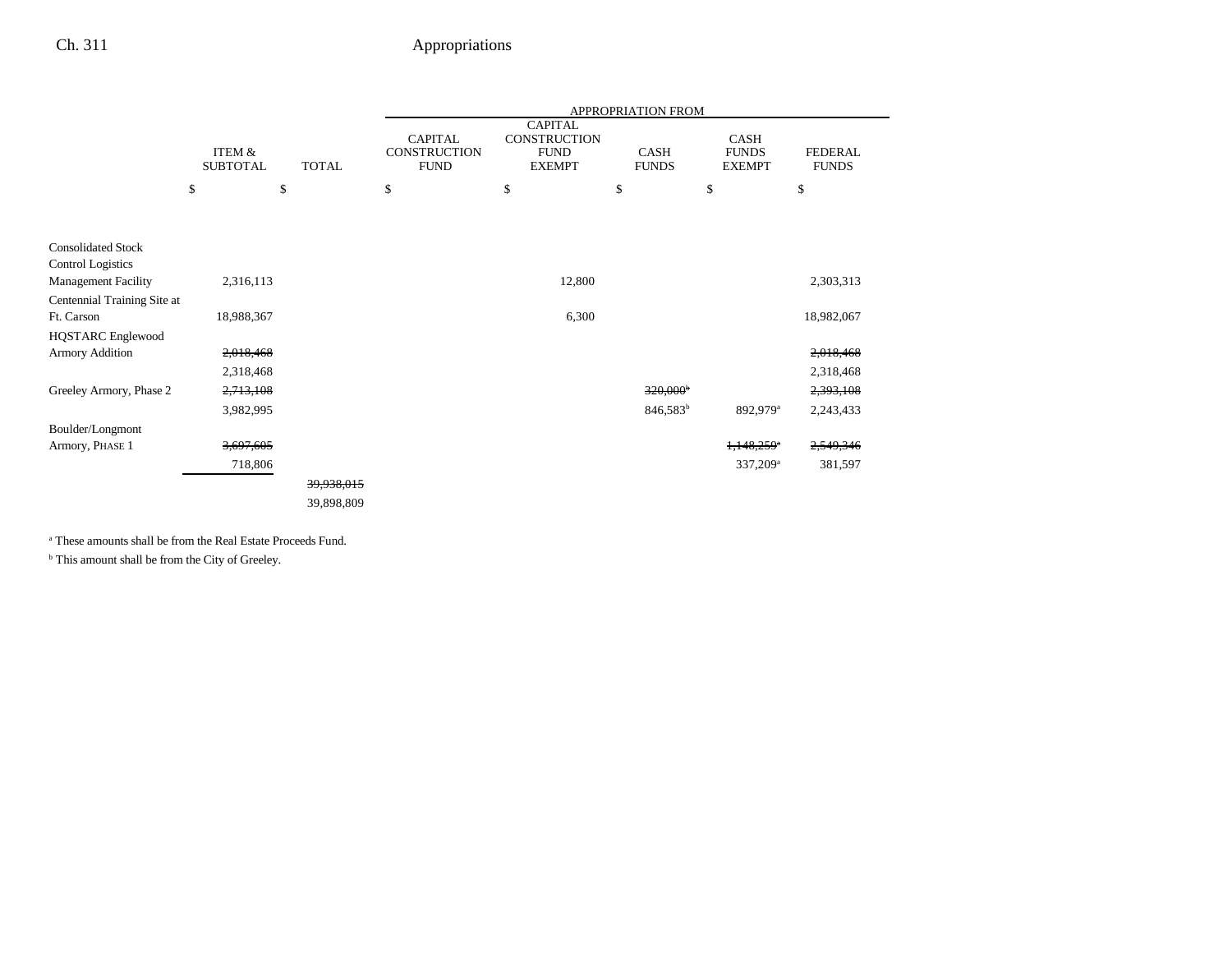| | ITEM & SUBTOTAL | TOTAL | APPROPRIATION FROM CAPITAL CONSTRUCTION FUND | CAPITAL CONSTRUCTION FUND EXEMPT | CASH FUNDS | CASH FUNDS EXEMPT | FEDERAL FUNDS |
|---|---|---|---|---|---|---|---|
| | $ | $ | $ | $ | $ | $ | $ |
| Consolidated Stock Control Logistics Management Facility | 2,316,113 | | | 12,800 | | | 2,303,313 |
| Centennial Training Site at Ft. Carson | 18,988,367 | | | 6,300 | | | 18,982,067 |
| HQSTARC Englewood Armory Addition | ~~2,018,468~~ | | | | | | ~~2,018,468~~ |
| | 2,318,468 | | | | | | 2,318,468 |
| Greeley Armory, Phase 2 | ~~2,713,108~~ | | | | ~~320,000~~[b] | | ~~2,393,108~~ |
| | 3,982,995 | | | | 846,583[b] | 892,979[a] | 2,243,433 |
| Boulder/Longmont Armory, PHASE 1 | ~~3,697,605~~ | | | | | ~~1,148,259~~[a] | ~~2,549,346~~ |
| | 718,806 | | | | | 337,209[a] | 381,597 |
| | | ~~39,938,015~~ | | | | | |
| | | 39,898,809 | | | | | |

[a] These amounts shall be from the Real Estate Proceeds Fund.

[b] This amount shall be from the City of Greeley.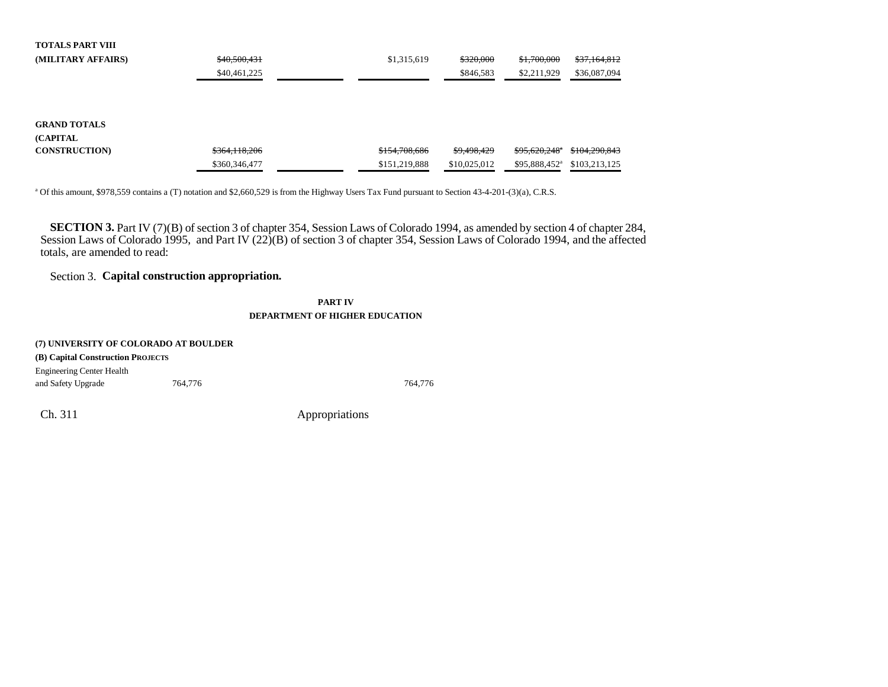| | | | | | | |
|---|---|---|---|---|---|---|
| **TOTALS PART VIII (MILITARY AFFAIRS)** | ~~$40,500,431~~ | | $1,315,619 | ~~$320,000~~ | ~~$1,700,000~~ | ~~$37,164,812~~ |
| | $40,461,225 | | | $846,583 | $2,211,929 | $36,087,094 |
| **GRAND TOTALS (CAPITAL CONSTRUCTION)** | ~~$364,118,206~~ | | ~~$154,708,686~~ | ~~$9,498,429~~ | ~~$95,620,248~~[a] | ~~$104,290,843~~ |
| | $360,346,477 | | $151,219,888 | $10,025,012 | $95,888,452[a] | $103,213,125 |

[a] Of this amount, $978,559 contains a (T) notation and $2,660,529 is from the Highway Users Tax Fund pursuant to Section 43-4-201-(3)(a), C.R.S.

**SECTION 3.** Part IV (7)(B) of section 3 of chapter 354, Session Laws of Colorado 1994, as amended by section 4 of chapter 284, Session Laws of Colorado 1995, and Part IV (22)(B) of section 3 of chapter 354, Session Laws of Colorado 1994, and the affected totals, are amended to read:

Section 3. **Capital construction appropriation.**

**PART IV**
**DEPARTMENT OF HIGHER EDUCATION**

**(7) UNIVERSITY OF COLORADO AT BOULDER**

**(B) Capital Construction Projects**

| | | | |
|---|---|---|---|
| Engineering Center Health and Safety Upgrade | 764,776 | | 764,776 |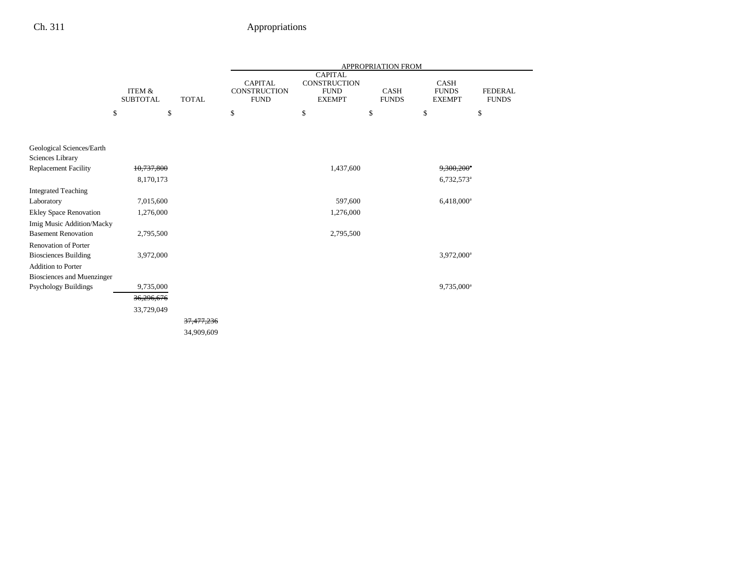| | ITEM & SUBTOTAL | TOTAL | APPROPRIATION FROM CAPITAL CONSTRUCTION FUND | CAPITAL CONSTRUCTION FUND EXEMPT | CASH FUNDS | CASH FUNDS EXEMPT | FEDERAL FUNDS |
|---|---|---|---|---|---|---|---|
| | $ | $ | $ | $ | $ | $ | $ |
| Geological Sciences/Earth Sciences Library Replacement Facility | ~~10,737,800~~ | | | 1,437,600 | | ~~9,300,200~~[a] | |
| | 8,170,173 | | | | | 6,732,573[a] | |
| Integrated Teaching Laboratory | 7,015,600 | | | 597,600 | | 6,418,000[a] | |
| Ekley Space Renovation | 1,276,000 | | | 1,276,000 | | | |
| Imig Music Addition/Macky Basement Renovation | 2,795,500 | | | 2,795,500 | | | |
| Renovation of Porter Biosciences Building | 3,972,000 | | | | | 3,972,000[a] | |
| Addition to Porter Biosciences and Muenzinger Psychology Buildings | 9,735,000 | | | | | 9,735,000[a] | |
| | ~~36,296,676~~ | | | | | | |
| | 33,729,049 | | | | | | |
| | | ~~37,477,236~~ | | | | | |
| | | 34,909,609 | | | | | |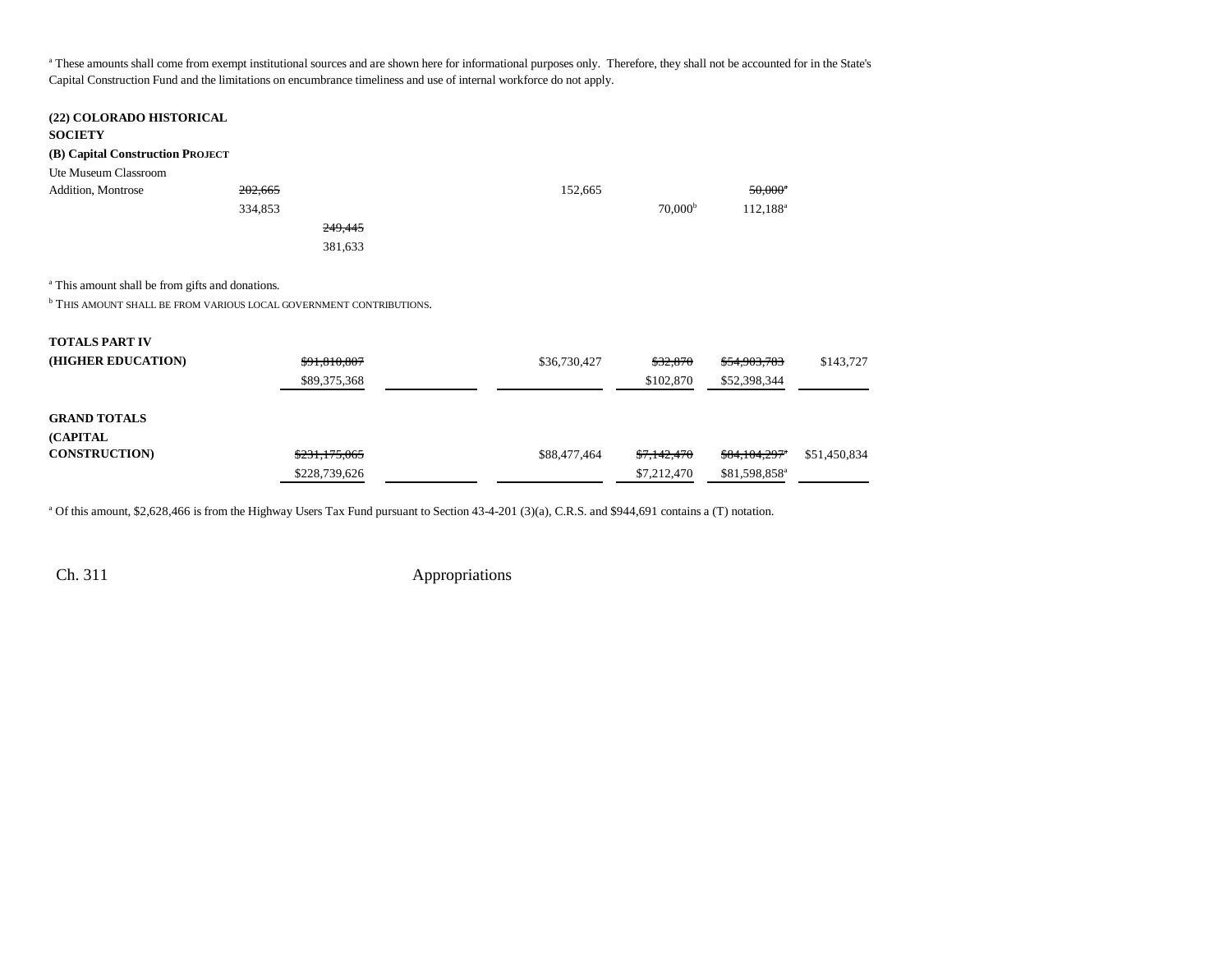[a] These amounts shall come from exempt institutional sources and are shown here for informational purposes only. Therefore, they shall not be accounted for in the State's Capital Construction Fund and the limitations on encumbrance timeliness and use of internal workforce do not apply.

**(22) COLORADO HISTORICAL SOCIETY**

**(B) Capital Construction PROJECT**

| | | | | | | |
|---|---|---|---|---|---|---|
| Ute Museum Classroom Addition, Montrose | ~~202,665~~ 334,853 | | 152,665 | 70,000[b] | ~~50,000[a]~~ 112,188[a] | |
| | | ~~249,445~~ 381,633 | | | | |

[a] This amount shall be from gifts and donations.

[b] THIS AMOUNT SHALL BE FROM VARIOUS LOCAL GOVERNMENT CONTRIBUTIONS.

| | | | | | | |
|---|---|---|---|---|---|---|
| **TOTALS PART IV (HIGHER EDUCATION)** | ~~$91,810,807~~ $89,375,368 | | $36,730,427 | ~~$32,870~~ $102,870 | ~~$54,903,783~~ $52,398,344 | $143,727 |
| **GRAND TOTALS (CAPITAL CONSTRUCTION)** | ~~$231,175,065~~ $228,739,626 | | $88,477,464 | ~~$7,142,470~~ $7,212,470 | ~~$84,104,297[a]~~ $81,598,858[a] | $51,450,834 |

[a] Of this amount, $2,628,466 is from the Highway Users Tax Fund pursuant to Section 43-4-201 (3)(a), C.R.S. and $944,691 contains a (T) notation.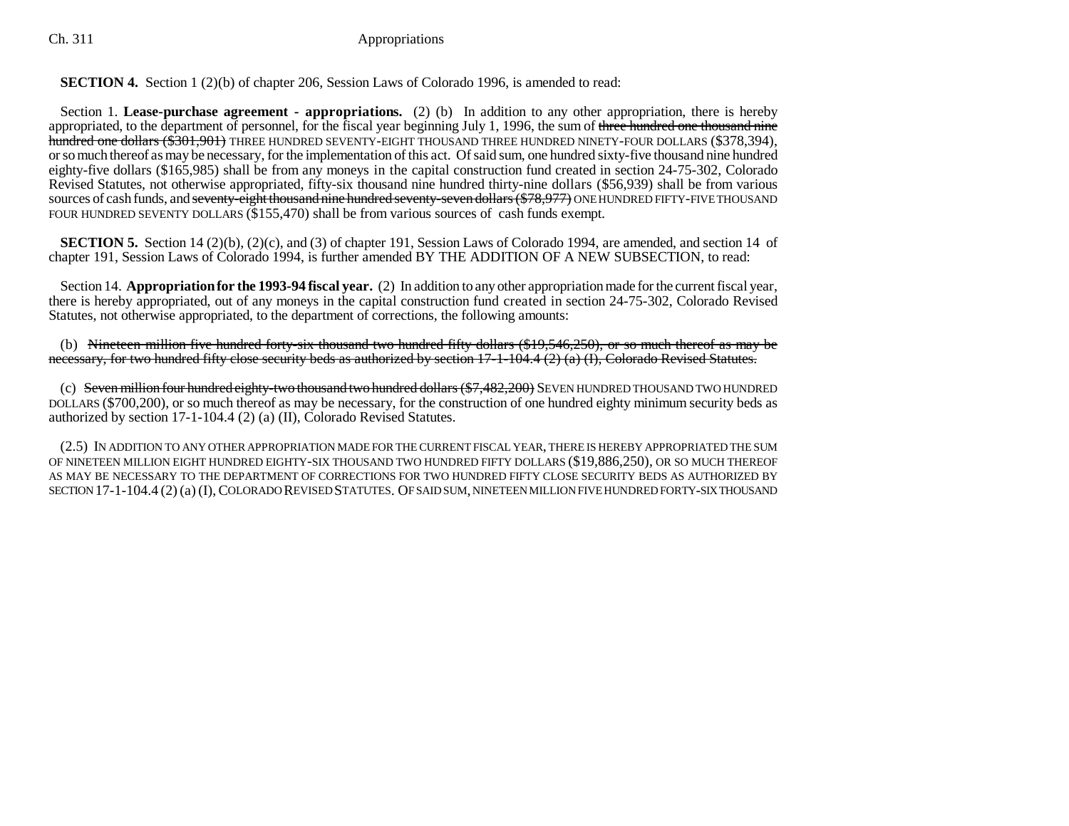**SECTION 4.** Section 1 (2)(b) of chapter 206, Session Laws of Colorado 1996, is amended to read:

Section 1. **Lease-purchase agreement - appropriations.** (2) (b) In addition to any other appropriation, there is hereby appropriated, to the department of personnel, for the fiscal year beginning July 1, 1996, the sum of ~~three hundred one thousand nine hundred one dollars ($301,901)~~ THREE HUNDRED SEVENTY-EIGHT THOUSAND THREE HUNDRED NINETY-FOUR DOLLARS ($378,394), or so much thereof as may be necessary, for the implementation of this act. Of said sum, one hundred sixty-five thousand nine hundred eighty-five dollars ($165,985) shall be from any moneys in the capital construction fund created in section 24-75-302, Colorado Revised Statutes, not otherwise appropriated, fifty-six thousand nine hundred thirty-nine dollars ($56,939) shall be from various sources of cash funds, and ~~seventy-eight thousand nine hundred seventy-seven dollars ($78,977)~~ ONE HUNDRED FIFTY-FIVE THOUSAND FOUR HUNDRED SEVENTY DOLLARS ($155,470) shall be from various sources of cash funds exempt.

**SECTION 5.** Section 14 (2)(b), (2)(c), and (3) of chapter 191, Session Laws of Colorado 1994, are amended, and section 14 of chapter 191, Session Laws of Colorado 1994, is further amended BY THE ADDITION OF A NEW SUBSECTION, to read:

Section 14. **Appropriation for the 1993-94 fiscal year.** (2) In addition to any other appropriation made for the current fiscal year, there is hereby appropriated, out of any moneys in the capital construction fund created in section 24-75-302, Colorado Revised Statutes, not otherwise appropriated, to the department of corrections, the following amounts:

(b) ~~Nineteen million five hundred forty-six thousand two hundred fifty dollars ($19,546,250), or so much thereof as may be necessary, for two hundred fifty close security beds as authorized by section 17-1-104.4 (2) (a) (I), Colorado Revised Statutes.~~

(c) ~~Seven million four hundred eighty-two thousand two hundred dollars ($7,482,200)~~ SEVEN HUNDRED THOUSAND TWO HUNDRED DOLLARS ($700,200), or so much thereof as may be necessary, for the construction of one hundred eighty minimum security beds as authorized by section 17-1-104.4 (2) (a) (II), Colorado Revised Statutes.

(2.5) IN ADDITION TO ANY OTHER APPROPRIATION MADE FOR THE CURRENT FISCAL YEAR, THERE IS HEREBY APPROPRIATED THE SUM OF NINETEEN MILLION EIGHT HUNDRED EIGHTY-SIX THOUSAND TWO HUNDRED FIFTY DOLLARS ($19,886,250), OR SO MUCH THEREOF AS MAY BE NECESSARY TO THE DEPARTMENT OF CORRECTIONS FOR TWO HUNDRED FIFTY CLOSE SECURITY BEDS AS AUTHORIZED BY SECTION 17-1-104.4 (2) (a) (I), COLORADO REVISED STATUTES. OF SAID SUM, NINETEEN MILLION FIVE HUNDRED FORTY-SIX THOUSAND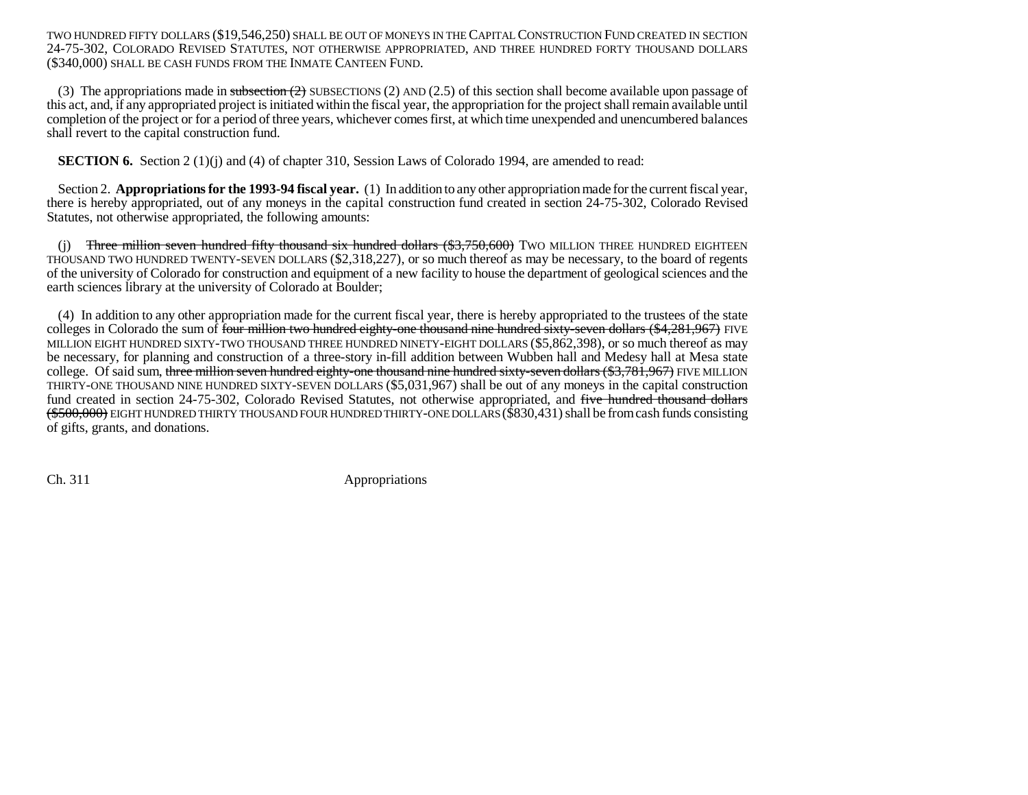TWO HUNDRED FIFTY DOLLARS ($19,546,250) SHALL BE OUT OF MONEYS IN THE CAPITAL CONSTRUCTION FUND CREATED IN SECTION 24-75-302, COLORADO REVISED STATUTES, NOT OTHERWISE APPROPRIATED, AND THREE HUNDRED FORTY THOUSAND DOLLARS ($340,000) SHALL BE CASH FUNDS FROM THE INMATE CANTEEN FUND.

(3) The appropriations made in ~~subsection (2)~~ SUBSECTIONS (2) AND (2.5) of this section shall become available upon passage of this act, and, if any appropriated project is initiated within the fiscal year, the appropriation for the project shall remain available until completion of the project or for a period of three years, whichever comes first, at which time unexpended and unencumbered balances shall revert to the capital construction fund.

**SECTION 6.** Section 2 (1)(j) and (4) of chapter 310, Session Laws of Colorado 1994, are amended to read:

Section 2. **Appropriations for the 1993-94 fiscal year.** (1) In addition to any other appropriation made for the current fiscal year, there is hereby appropriated, out of any moneys in the capital construction fund created in section 24-75-302, Colorado Revised Statutes, not otherwise appropriated, the following amounts:

(j) ~~Three million seven hundred fifty thousand six hundred dollars ($3,750,600)~~ TWO MILLION THREE HUNDRED EIGHTEEN THOUSAND TWO HUNDRED TWENTY-SEVEN DOLLARS ($2,318,227), or so much thereof as may be necessary, to the board of regents of the university of Colorado for construction and equipment of a new facility to house the department of geological sciences and the earth sciences library at the university of Colorado at Boulder;

(4) In addition to any other appropriation made for the current fiscal year, there is hereby appropriated to the trustees of the state colleges in Colorado the sum of ~~four million two hundred eighty-one thousand nine hundred sixty-seven dollars ($4,281,967)~~ FIVE MILLION EIGHT HUNDRED SIXTY-TWO THOUSAND THREE HUNDRED NINETY-EIGHT DOLLARS ($5,862,398), or so much thereof as may be necessary, for planning and construction of a three-story in-fill addition between Wubben hall and Medesy hall at Mesa state college. Of said sum, ~~three million seven hundred eighty-one thousand nine hundred sixty-seven dollars ($3,781,967)~~ FIVE MILLION THIRTY-ONE THOUSAND NINE HUNDRED SIXTY-SEVEN DOLLARS ($5,031,967) shall be out of any moneys in the capital construction fund created in section 24-75-302, Colorado Revised Statutes, not otherwise appropriated, and ~~five hundred thousand dollars ($500,000)~~ EIGHT HUNDRED THIRTY THOUSAND FOUR HUNDRED THIRTY-ONE DOLLARS ($830,431) shall be from cash funds consisting of gifts, grants, and donations.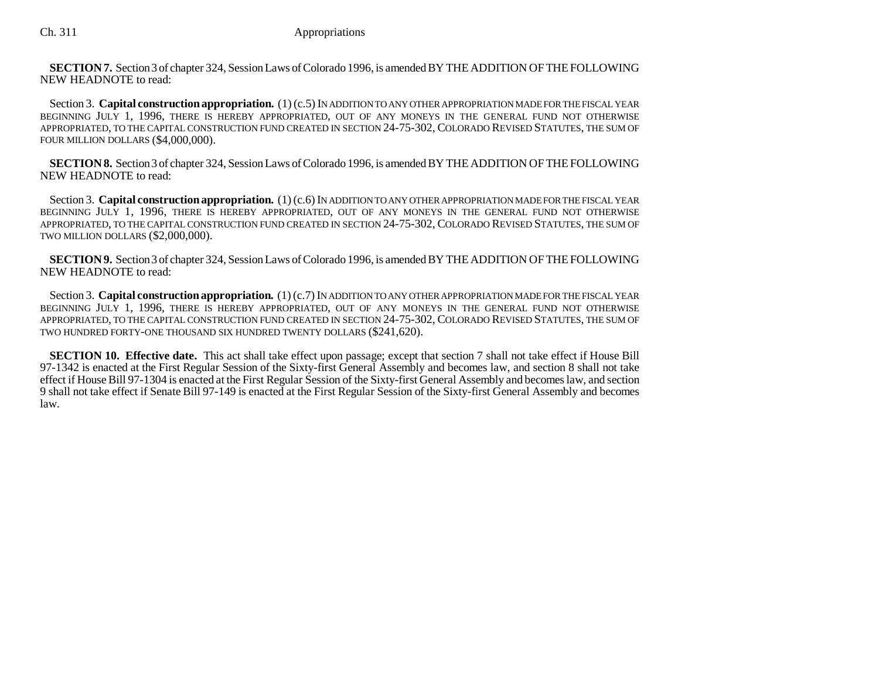**SECTION 7.** Section 3 of chapter 324, Session Laws of Colorado 1996, is amended BY THE ADDITION OF THE FOLLOWING NEW HEADNOTE to read:

Section 3. **Capital construction appropriation.** (1) (c.5) IN ADDITION TO ANY OTHER APPROPRIATION MADE FOR THE FISCAL YEAR BEGINNING JULY 1, 1996, THERE IS HEREBY APPROPRIATED, OUT OF ANY MONEYS IN THE GENERAL FUND NOT OTHERWISE APPROPRIATED, TO THE CAPITAL CONSTRUCTION FUND CREATED IN SECTION 24-75-302, COLORADO REVISED STATUTES, THE SUM OF FOUR MILLION DOLLARS ($4,000,000).

**SECTION 8.** Section 3 of chapter 324, Session Laws of Colorado 1996, is amended BY THE ADDITION OF THE FOLLOWING NEW HEADNOTE to read:

Section 3. **Capital construction appropriation.** (1) (c.6) IN ADDITION TO ANY OTHER APPROPRIATION MADE FOR THE FISCAL YEAR BEGINNING JULY 1, 1996, THERE IS HEREBY APPROPRIATED, OUT OF ANY MONEYS IN THE GENERAL FUND NOT OTHERWISE APPROPRIATED, TO THE CAPITAL CONSTRUCTION FUND CREATED IN SECTION 24-75-302, COLORADO REVISED STATUTES, THE SUM OF TWO MILLION DOLLARS ($2,000,000).

**SECTION 9.** Section 3 of chapter 324, Session Laws of Colorado 1996, is amended BY THE ADDITION OF THE FOLLOWING NEW HEADNOTE to read:

Section 3. **Capital construction appropriation.** (1) (c.7) IN ADDITION TO ANY OTHER APPROPRIATION MADE FOR THE FISCAL YEAR BEGINNING JULY 1, 1996, THERE IS HEREBY APPROPRIATED, OUT OF ANY MONEYS IN THE GENERAL FUND NOT OTHERWISE APPROPRIATED, TO THE CAPITAL CONSTRUCTION FUND CREATED IN SECTION 24-75-302, COLORADO REVISED STATUTES, THE SUM OF TWO HUNDRED FORTY-ONE THOUSAND SIX HUNDRED TWENTY DOLLARS ($241,620).

**SECTION 10. Effective date.** This act shall take effect upon passage; except that section 7 shall not take effect if House Bill 97-1342 is enacted at the First Regular Session of the Sixty-first General Assembly and becomes law, and section 8 shall not take effect if House Bill 97-1304 is enacted at the First Regular Session of the Sixty-first General Assembly and becomes law, and section 9 shall not take effect if Senate Bill 97-149 is enacted at the First Regular Session of the Sixty-first General Assembly and becomes law.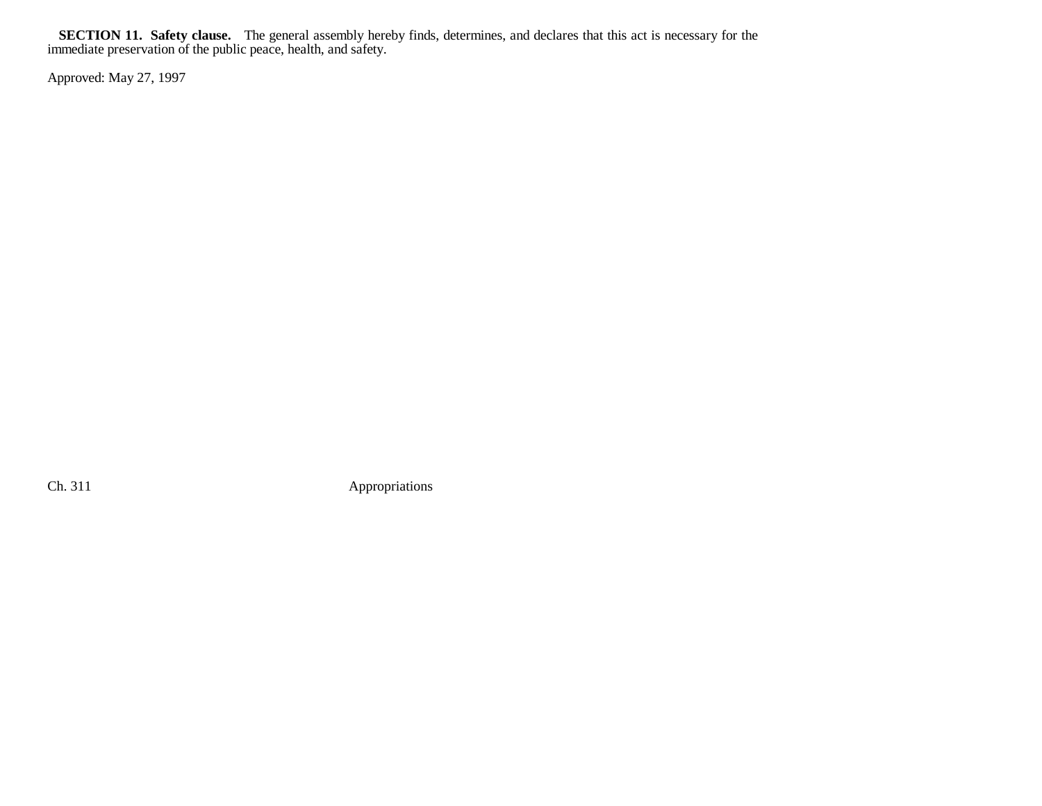**SECTION 11. Safety clause.** The general assembly hereby finds, determines, and declares that this act is necessary for the immediate preservation of the public peace, health, and safety.

Approved: May 27, 1997